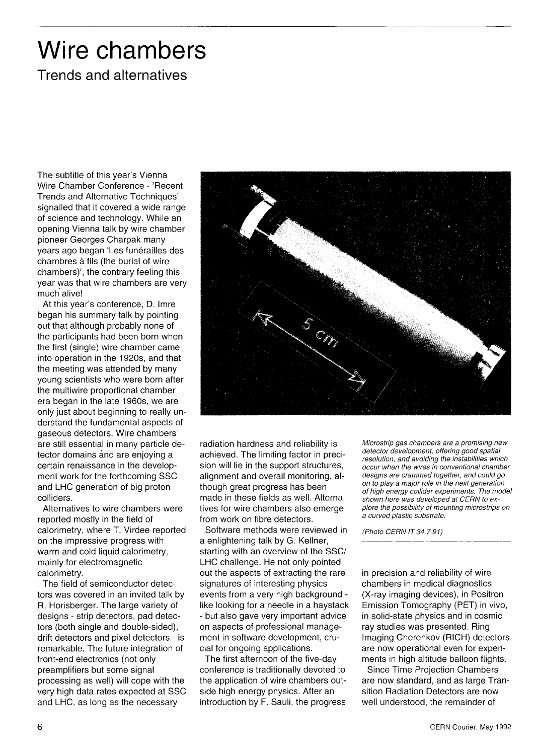# Wire chambers

## Trends and alternatives

The subtitle of this year's Vienna Wire Chamber Conference - 'Recent Trends and Alternative Techniques' - signalled that it covered a wide range of science and technology. While an opening Vienna talk by wire chamber pioneer Georges Charpak many years ago began 'Les funérailles des chambres à fils (the burial of wire chambers)', the contrary feeling this year was that wire chambers are very much alive!

At this year's conference, D. Imre began his summary talk by pointing out that although probably none of the participants had been born when the first (single) wire chamber came into operation in the 1920s, and that the meeting was attended by many young scientists who were born after the multiwire proportional chamber era began in the late 1960s, we are only just about beginning to really understand the fundamental aspects of gaseous detectors. Wire chambers are still essential in many particle detector domains and are enjoying a certain renaissance in the development work for the forthcoming SSC and LHC generation of big proton colliders.

Alternatives to wire chambers were reported mostly in the field of calorimetry, where T. Virdee reported on the impressive progress with warm and cold liquid calorimetry, mainly for electromagnetic calorimetry.

The field of semiconductor detectors was covered in an invited talk by R. Horisberger. The large variety of designs - strip detectors, pad detectors (both single and double-sided), drift detectors and pixel detectors - is remarkable. The future integration of front-end electronics (not only preamplifiers but some signal processing as well) will cope with the very high data rates expected at SSC and LHC, as long as the necessary radiation hardness and reliability is achieved. The limiting factor in precision will lie in the support structures, alignment and overall monitoring, although great progress has been made in these fields as well. Alternatives for wire chambers also emerge from work on fibre detectors.

Software methods were reviewed in a enlightening talk by G. Kellner, starting with an overview of the SSC/LHC challenge. He not only pointed out the aspects of extracting the rare signatures of interesting physics events from a very high background - like looking for a needle in a haystack - but also gave very important advice on aspects of professional management in software development, crucial for ongoing applications.

The first afternoon of the five-day conference is traditionally devoted to the application of wire chambers outside high energy physics. After an introduction by F. Sauli, the progress in precision and reliability of wire chambers in medical diagnostics (X-ray imaging devices), in Positron Emission Tomography (PET) in vivo, in solid-state physics and in cosmic ray studies was presented. Ring Imaging Cherenkov (RICH) detectors are now operational even for experiments in high altitude balloon flights.

Since Time Projection Chambers are now standard, and as large Transition Radiation Detectors are now well understood, the remainder of

*Microstrip gas chambers are a promising new detector development, offering good spatial resolution, and avoiding the instabilities which occur when the wires in conventional chamber designs are crammed together, and could go on to play a major role in the next generation of high energy collider experiments. The model shown here was developed at CERN to explore the possibility of mounting microstrips on a curved plastic substrate.*

*(Photo CERN IT 34.7.91)*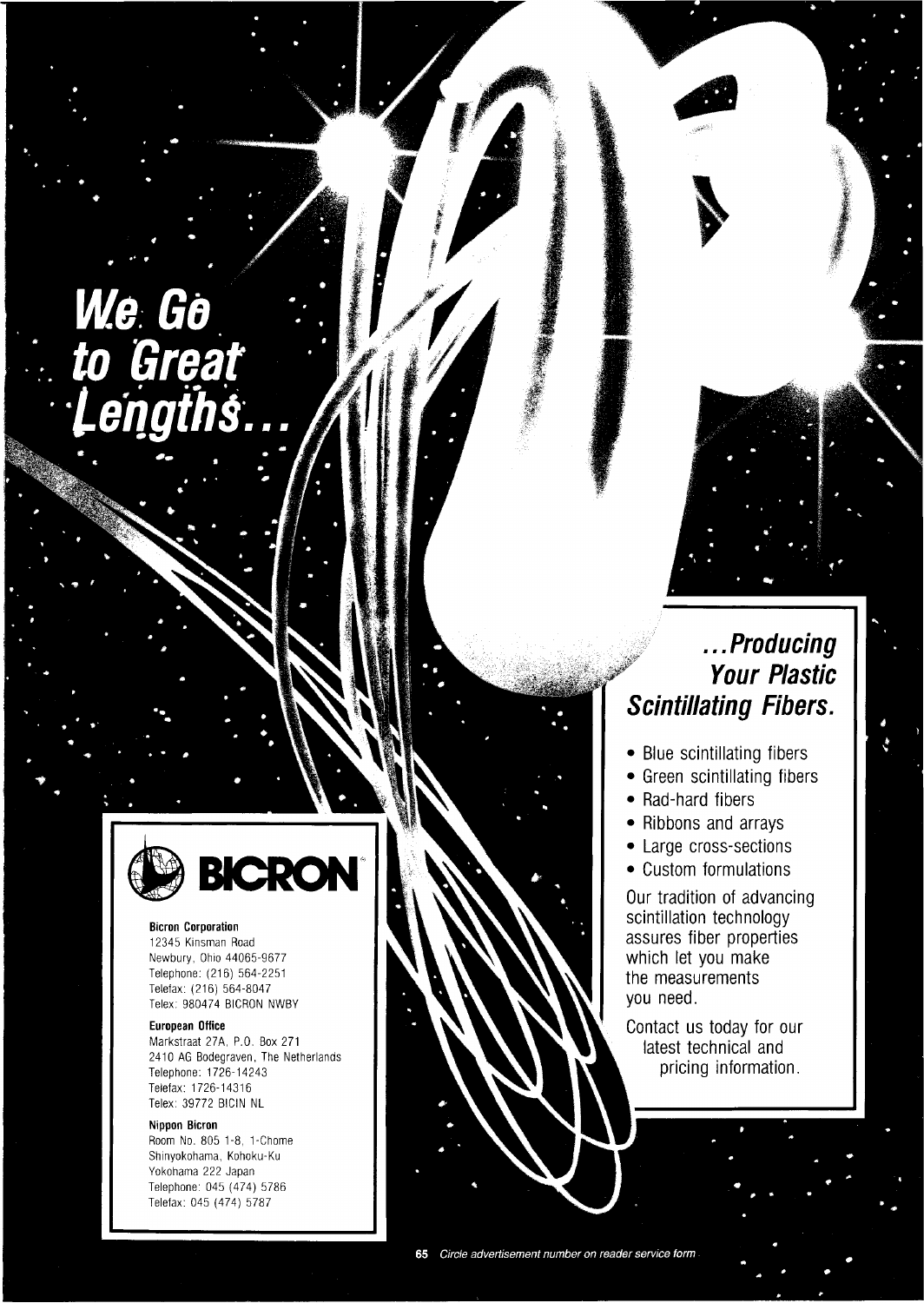# We Go to Great Lengths...

## ...Producing Your Plastic Scintillating Fibers.

- Blue scintillating fibers
- Green scintillating fibers
- Rad-hard fibers
- Ribbons and arrays
- Large cross-sections
- Custom formulations

Our tradition of advancing scintillation technology assures fiber properties which let you make the measurements you need.

Contact us today for our latest technical and pricing information.

**BICRON**

**Bicron Corporation**
12345 Kinsman Road
Newbury, Ohio 44065-9677
Telephone: (216) 564-2251
Telefax: (216) 564-8047
Telex: 980474 BICRON NWBY

**European Office**
Markstraat 27A, P.O. Box 271
2410 AG Bodegraven, The Netherlands
Telephone: 1726-14243
Telefax: 1726-14316
Telex: 39772 BICIN NL

**Nippon Bicron**
Room No. 805 1-8, 1-Chome
Shinyokohama, Kohoku-Ku
Yokohama 222 Japan
Telephone: 045 (474) 5786
Telefax: 045 (474) 5787

65 *Circle advertisement number on reader service form*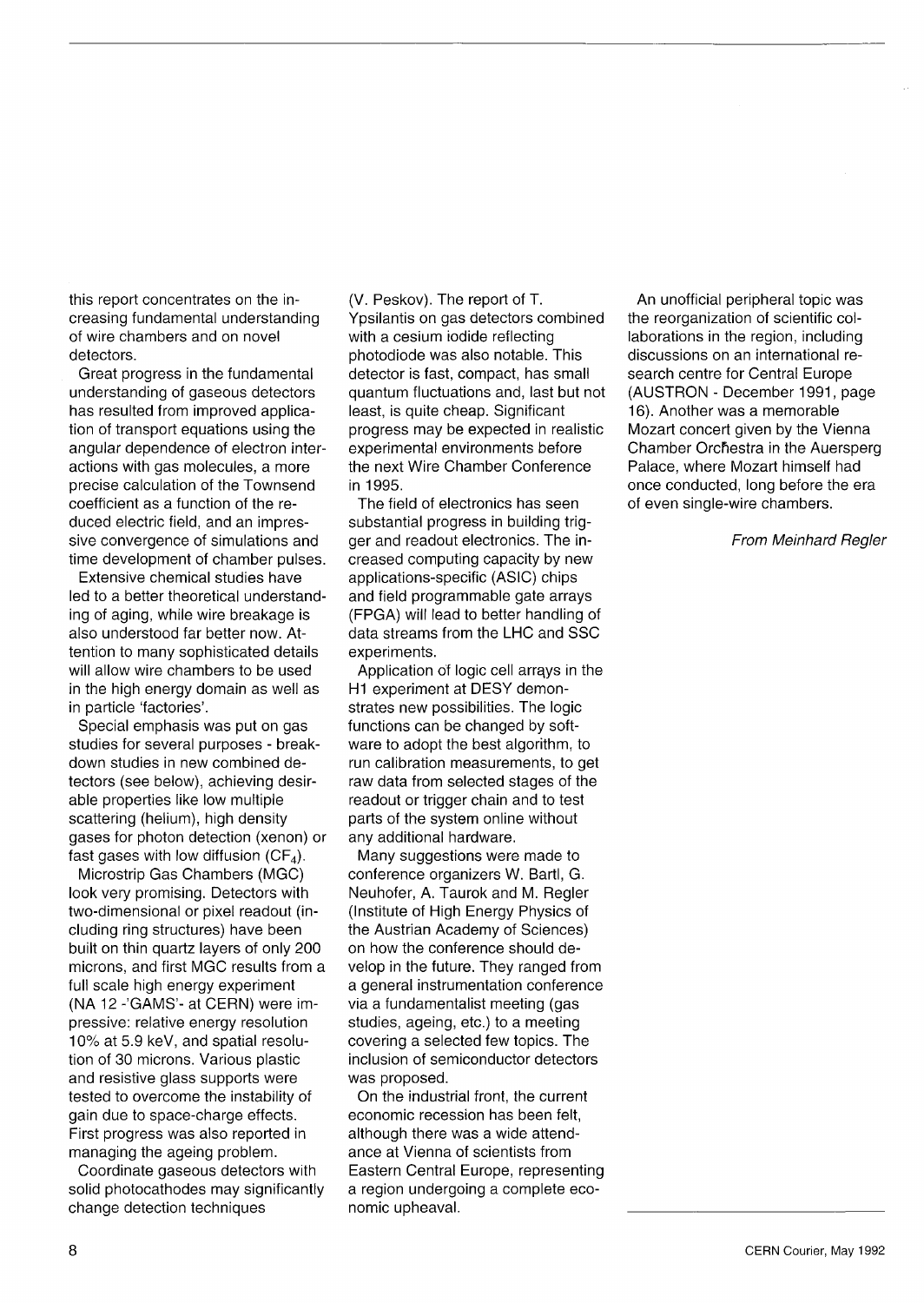this report concentrates on the increasing fundamental understanding of wire chambers and on novel detectors.

Great progress in the fundamental understanding of gaseous detectors has resulted from improved application of transport equations using the angular dependence of electron interactions with gas molecules, a more precise calculation of the Townsend coefficient as a function of the reduced electric field, and an impressive convergence of simulations and time development of chamber pulses.

Extensive chemical studies have led to a better theoretical understanding of aging, while wire breakage is also understood far better now. Attention to many sophisticated details will allow wire chambers to be used in the high energy domain as well as in particle 'factories'.

Special emphasis was put on gas studies for several purposes - breakdown studies in new combined detectors (see below), achieving desirable properties like low multiple scattering (helium), high density gases for photon detection (xenon) or fast gases with low diffusion ($CF_4$).

Microstrip Gas Chambers (MGC) look very promising. Detectors with two-dimensional or pixel readout (including ring structures) have been built on thin quartz layers of only 200 microns, and first MGC results from a full scale high energy experiment (NA 12 -'GAMS'- at CERN) were impressive: relative energy resolution 10% at 5.9 keV, and spatial resolution of 30 microns. Various plastic and resistive glass supports were tested to overcome the instability of gain due to space-charge effects. First progress was also reported in managing the ageing problem.

Coordinate gaseous detectors with solid photocathodes may significantly change detection techniques (V. Peskov). The report of T. Ypsilantis on gas detectors combined with a cesium iodide reflecting photodiode was also notable. This detector is fast, compact, has small quantum fluctuations and, last but not least, is quite cheap. Significant progress may be expected in realistic experimental environments before the next Wire Chamber Conference in 1995.

The field of electronics has seen substantial progress in building trigger and readout electronics. The increased computing capacity by new applications-specific (ASIC) chips and field programmable gate arrays (FPGA) will lead to better handling of data streams from the LHC and SSC experiments.

Application of logic cell arrays in the H1 experiment at DESY demonstrates new possibilities. The logic functions can be changed by software to adopt the best algorithm, to run calibration measurements, to get raw data from selected stages of the readout or trigger chain and to test parts of the system online without any additional hardware.

Many suggestions were made to conference organizers W. Bartl, G. Neuhofer, A. Taurok and M. Regler (Institute of High Energy Physics of the Austrian Academy of Sciences) on how the conference should develop in the future. They ranged from a general instrumentation conference via a fundamentalist meeting (gas studies, ageing, etc.) to a meeting covering a selected few topics. The inclusion of semiconductor detectors was proposed.

On the industrial front, the current economic recession has been felt, although there was a wide attendance at Vienna of scientists from Eastern Central Europe, representing a region undergoing a complete economic upheaval.

An unofficial peripheral topic was the reorganization of scientific collaborations in the region, including discussions on an international research centre for Central Europe (AUSTRON - December 1991, page 16). Another was a memorable Mozart concert given by the Vienna Chamber Orchestra in the Auersperg Palace, where Mozart himself had once conducted, long before the era of even single-wire chambers.

*From Meinhard Regler*